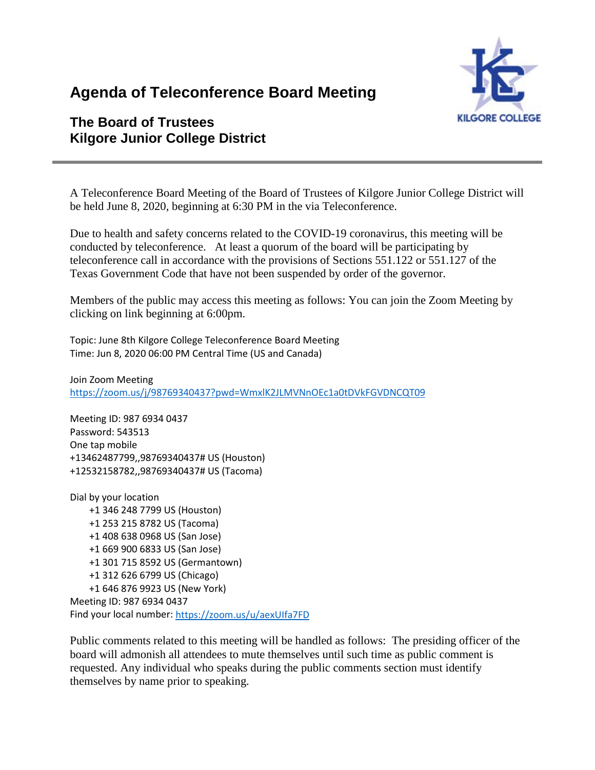# Agenda of Teleconference Board Meeting

## The Board of Trustees
## Kilgore Junior College District

---

A Teleconference Board Meeting of the Board of Trustees of Kilgore Junior College District will be held June 8, 2020, beginning at 6:30 PM in the via Teleconference.

Due to health and safety concerns related to the COVID-19 coronavirus, this meeting will be conducted by teleconference. At least a quorum of the board will be participating by teleconference call in accordance with the provisions of Sections 551.122 or 551.127 of the Texas Government Code that have not been suspended by order of the governor.

Members of the public may access this meeting as follows: You can join the Zoom Meeting by clicking on link beginning at 6:00pm.

Topic: June 8th Kilgore College Teleconference Board Meeting
Time: Jun 8, 2020 06:00 PM Central Time (US and Canada)

Join Zoom Meeting
https://zoom.us/j/98769340437?pwd=WmxlK2JLMVNnOEc1a0tDVkFGVDNCQT09

Meeting ID: 987 6934 0437
Password: 543513
One tap mobile
+13462487799,,98769340437# US (Houston)
+12532158782,,98769340437# US (Tacoma)

Dial by your location
- +1 346 248 7799 US (Houston)
- +1 253 215 8782 US (Tacoma)
- +1 408 638 0968 US (San Jose)
- +1 669 900 6833 US (San Jose)
- +1 301 715 8592 US (Germantown)
- +1 312 626 6799 US (Chicago)
- +1 646 876 9923 US (New York)

Meeting ID: 987 6934 0437
Find your local number: https://zoom.us/u/aexUIfa7FD

Public comments related to this meeting will be handled as follows: The presiding officer of the board will admonish all attendees to mute themselves until such time as public comment is requested. Any individual who speaks during the public comments section must identify themselves by name prior to speaking.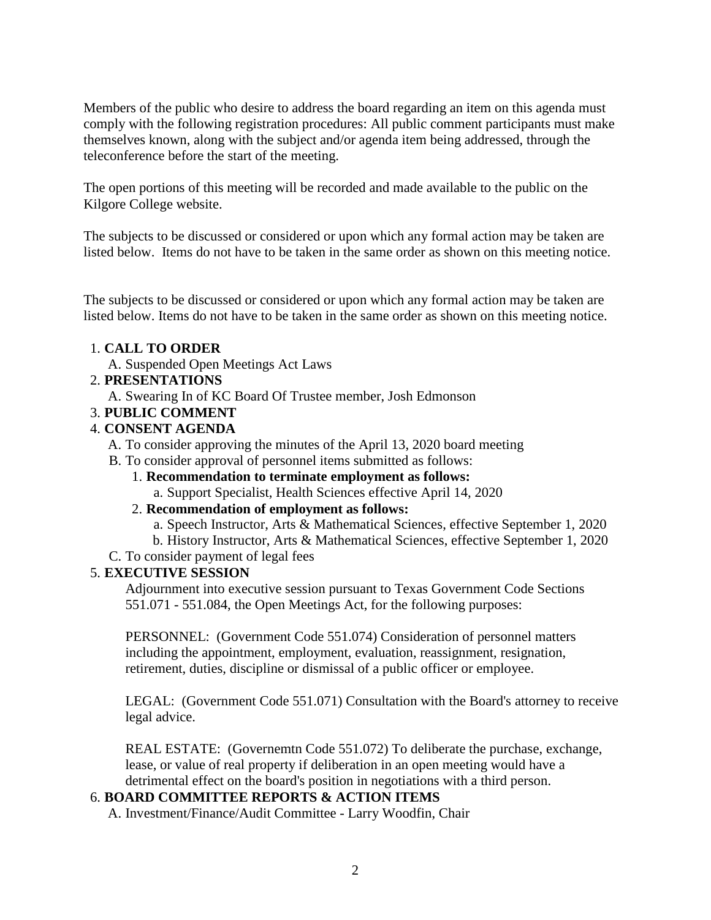Members of the public who desire to address the board regarding an item on this agenda must comply with the following registration procedures: All public comment participants must make themselves known, along with the subject and/or agenda item being addressed, through the teleconference before the start of the meeting.

The open portions of this meeting will be recorded and made available to the public on the Kilgore College website.

The subjects to be discussed or considered or upon which any formal action may be taken are listed below. Items do not have to be taken in the same order as shown on this meeting notice.

The subjects to be discussed or considered or upon which any formal action may be taken are listed below. Items do not have to be taken in the same order as shown on this meeting notice.

1. **CALL TO ORDER**
   - A. Suspended Open Meetings Act Laws
2. **PRESENTATIONS**
   - A. Swearing In of KC Board Of Trustee member, Josh Edmonson
3. **PUBLIC COMMENT**
4. **CONSENT AGENDA**
   - A. To consider approving the minutes of the April 13, 2020 board meeting
   - B. To consider approval of personnel items submitted as follows:
     1. **Recommendation to terminate employment as follows:**
        - a. Support Specialist, Health Sciences effective April 14, 2020
     2. **Recommendation of employment as follows:**
        - a. Speech Instructor, Arts & Mathematical Sciences, effective September 1, 2020
        - b. History Instructor, Arts & Mathematical Sciences, effective September 1, 2020
   - C. To consider payment of legal fees
5. **EXECUTIVE SESSION**

   Adjournment into executive session pursuant to Texas Government Code Sections 551.071 - 551.084, the Open Meetings Act, for the following purposes:

   PERSONNEL: (Government Code 551.074) Consideration of personnel matters including the appointment, employment, evaluation, reassignment, resignation, retirement, duties, discipline or dismissal of a public officer or employee.

   LEGAL: (Government Code 551.071) Consultation with the Board's attorney to receive legal advice.

   REAL ESTATE: (Governemtn Code 551.072) To deliberate the purchase, exchange, lease, or value of real property if deliberation in an open meeting would have a detrimental effect on the board's position in negotiations with a third person.
6. **BOARD COMMITTEE REPORTS & ACTION ITEMS**
   - A. Investment/Finance/Audit Committee - Larry Woodfin, Chair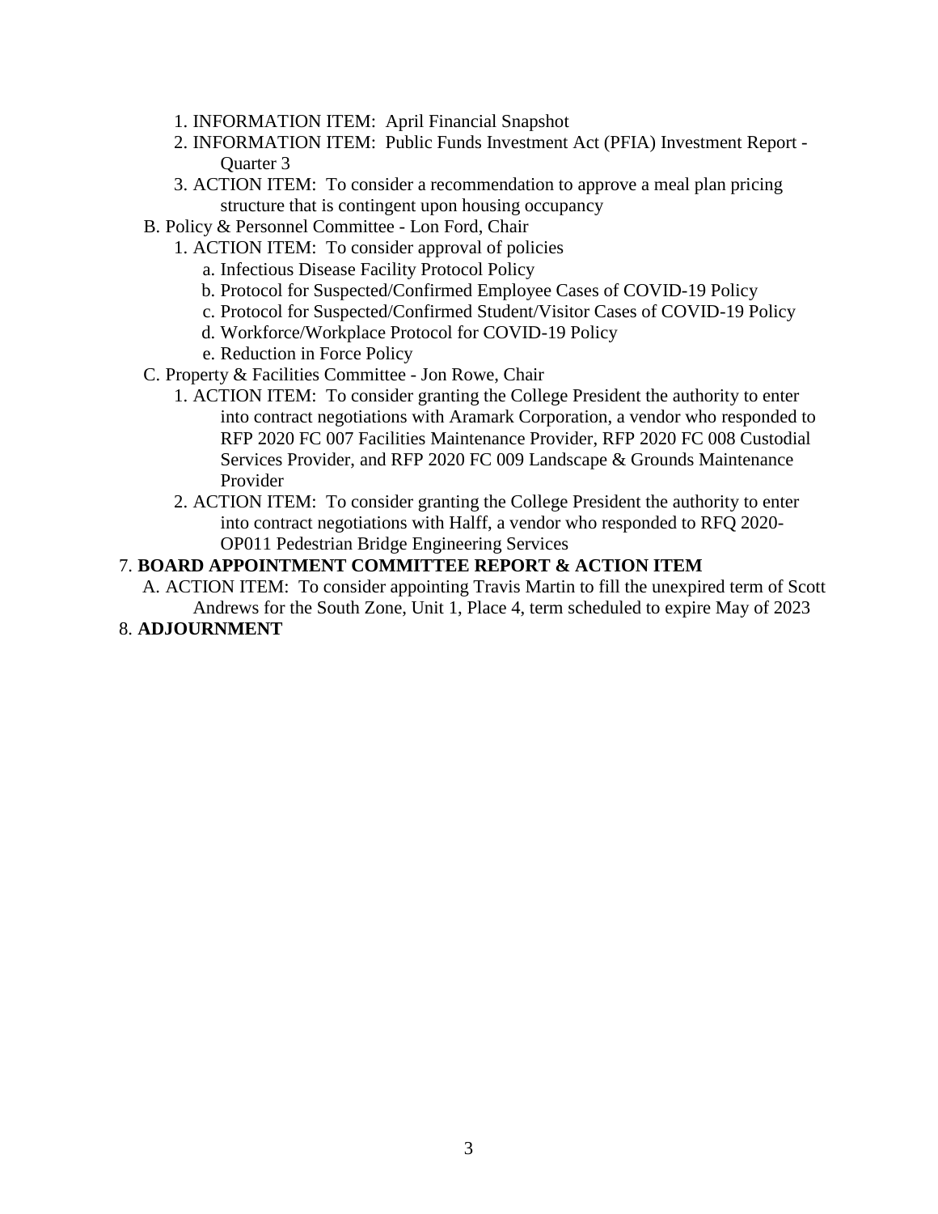1. INFORMATION ITEM: April Financial Snapshot
   2. INFORMATION ITEM: Public Funds Investment Act (PFIA) Investment Report - Quarter 3
   3. ACTION ITEM: To consider a recommendation to approve a meal plan pricing structure that is contingent upon housing occupancy

B. Policy & Personnel Committee - Lon Ford, Chair
   1. ACTION ITEM: To consider approval of policies
      a. Infectious Disease Facility Protocol Policy
      b. Protocol for Suspected/Confirmed Employee Cases of COVID-19 Policy
      c. Protocol for Suspected/Confirmed Student/Visitor Cases of COVID-19 Policy
      d. Workforce/Workplace Protocol for COVID-19 Policy
      e. Reduction in Force Policy

C. Property & Facilities Committee - Jon Rowe, Chair
   1. ACTION ITEM: To consider granting the College President the authority to enter into contract negotiations with Aramark Corporation, a vendor who responded to RFP 2020 FC 007 Facilities Maintenance Provider, RFP 2020 FC 008 Custodial Services Provider, and RFP 2020 FC 009 Landscape & Grounds Maintenance Provider
   2. ACTION ITEM: To consider granting the College President the authority to enter into contract negotiations with Halff, a vendor who responded to RFQ 2020-OP011 Pedestrian Bridge Engineering Services

7. **BOARD APPOINTMENT COMMITTEE REPORT & ACTION ITEM**
   A. ACTION ITEM: To consider appointing Travis Martin to fill the unexpired term of Scott Andrews for the South Zone, Unit 1, Place 4, term scheduled to expire May of 2023

8. **ADJOURNMENT**